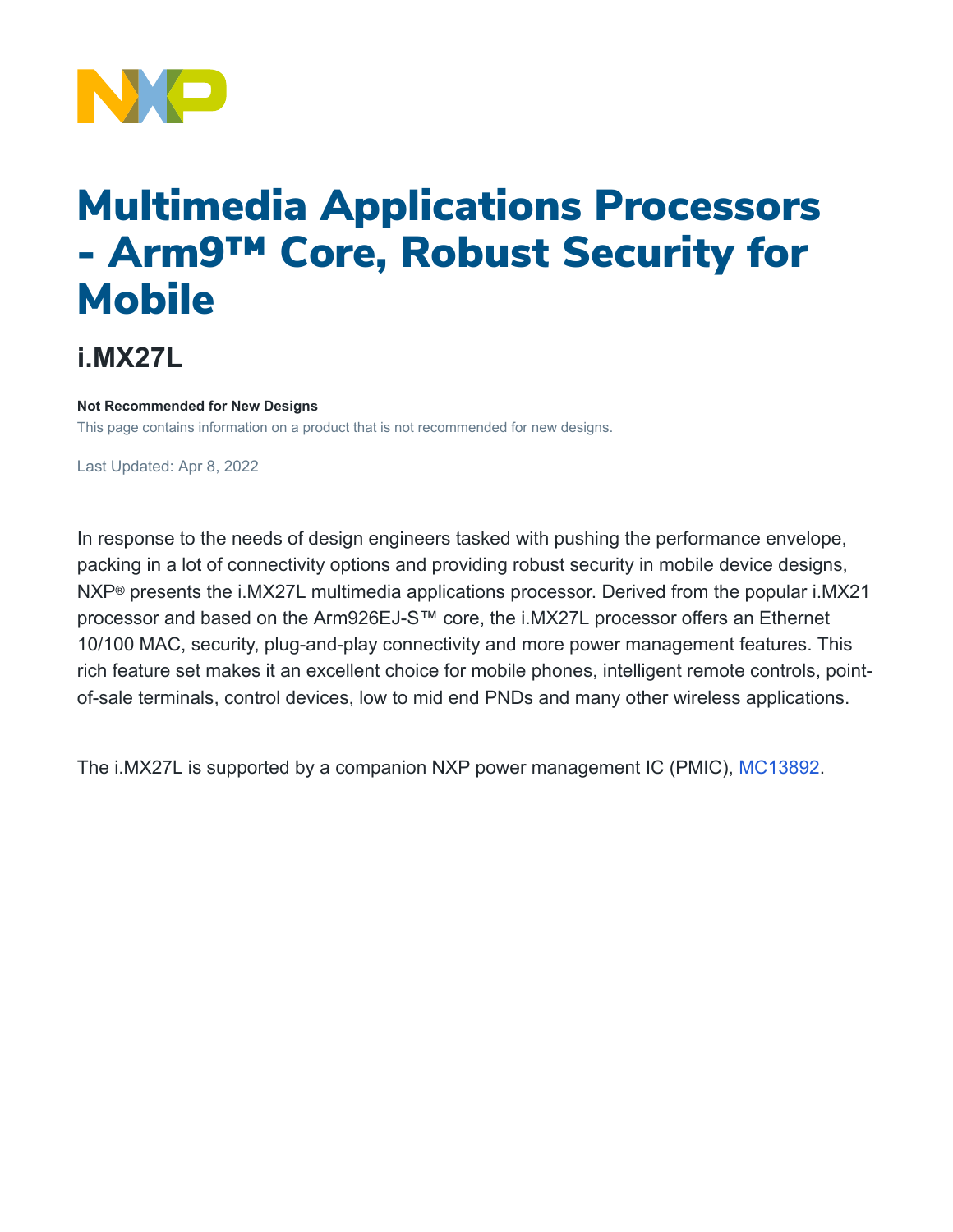# Multimedia Applications Processors - Arm9™ Core, Robust Security for Mobile

## i.MX27L

**Not Recommended for New Designs**

This page contains information on a product that is not recommended for new designs.

Last Updated: Apr 8, 2022

In response to the needs of design engineers tasked with pushing the performance envelope, packing in a lot of connectivity options and providing robust security in mobile device designs, NXP® presents the i.MX27L multimedia applications processor. Derived from the popular i.MX21 processor and based on the Arm926EJ-S™ core, the i.MX27L processor offers an Ethernet 10/100 MAC, security, plug-and-play connectivity and more power management features. This rich feature set makes it an excellent choice for mobile phones, intelligent remote controls, point-of-sale terminals, control devices, low to mid end PNDs and many other wireless applications.

The i.MX27L is supported by a companion NXP power management IC (PMIC), MC13892.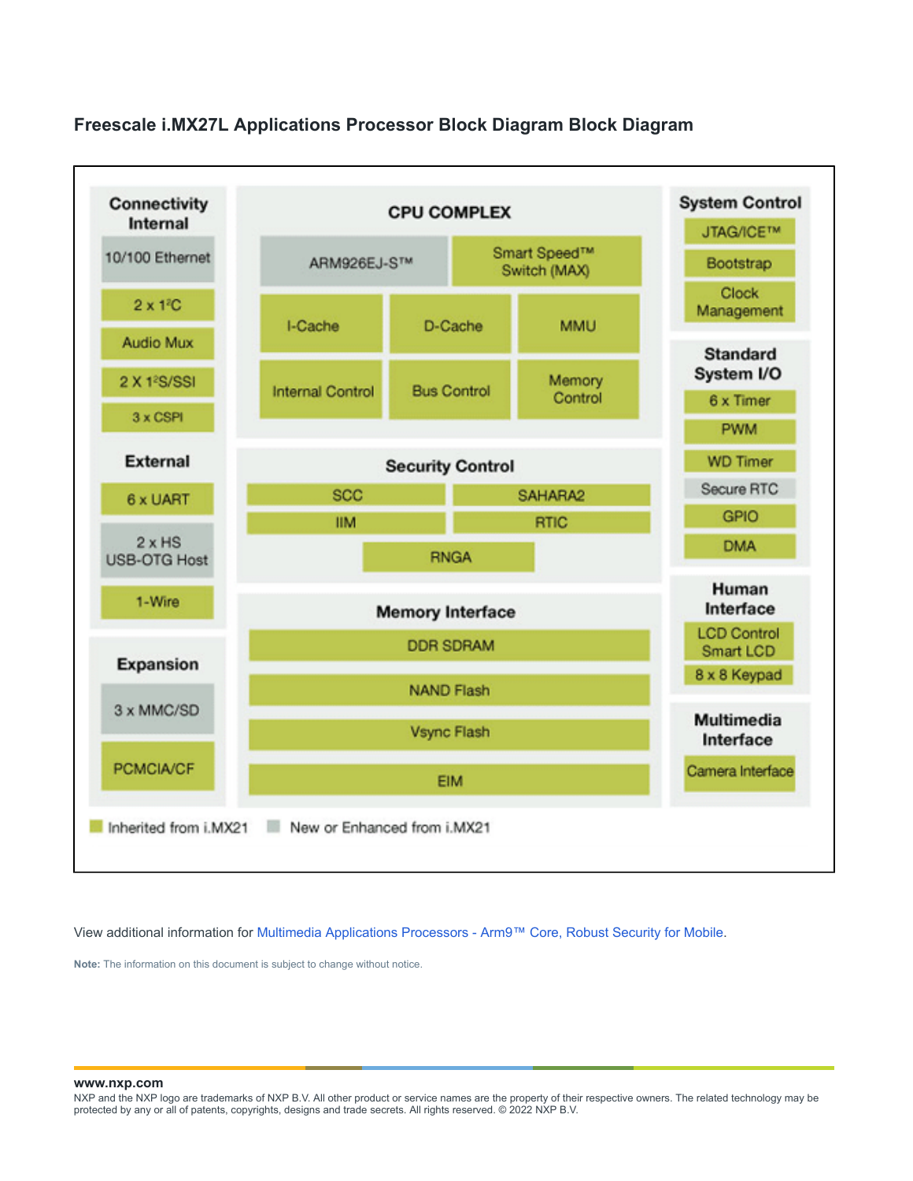## Freescale i.MX27L Applications Processor Block Diagram Block Diagram

**Connectivity Internal**
10/100 Ethernet
2 x I²C
Audio Mux
2 X I²S/SSI
3 x CSPI

**External**
6 x UART
2 x HS USB-OTG Host
1-Wire

**Expansion**
3 x MMC/SD
PCMCIA/CF

**CPU COMPLEX**
ARM926EJ-S™
Smart Speed™ Switch (MAX)
I-Cache
D-Cache
MMU
Internal Control
Bus Control
Memory Control

**Security Control**
SCC
SAHARA2
IIM
RTIC
RNGA

**Memory Interface**
DDR SDRAM
NAND Flash
Vsync Flash
EIM

**System Control**
JTAG/ICE™
Bootstrap
Clock Management

**Standard System I/O**
6 x Timer
PWM
WD Timer
Secure RTC
GPIO
DMA

**Human Interface**
LCD Control Smart LCD
8 x 8 Keypad

**Multimedia Interface**
Camera Interface

Inherited from i.MX21
New or Enhanced from i.MX21

View additional information for Multimedia Applications Processors - Arm9™ Core, Robust Security for Mobile.

**Note:** The information on this document is subject to change without notice.

**www.nxp.com**
NXP and the NXP logo are trademarks of NXP B.V. All other product or service names are the property of their respective owners. The related technology may be protected by any or all of patents, copyrights, designs and trade secrets. All rights reserved. © 2022 NXP B.V.